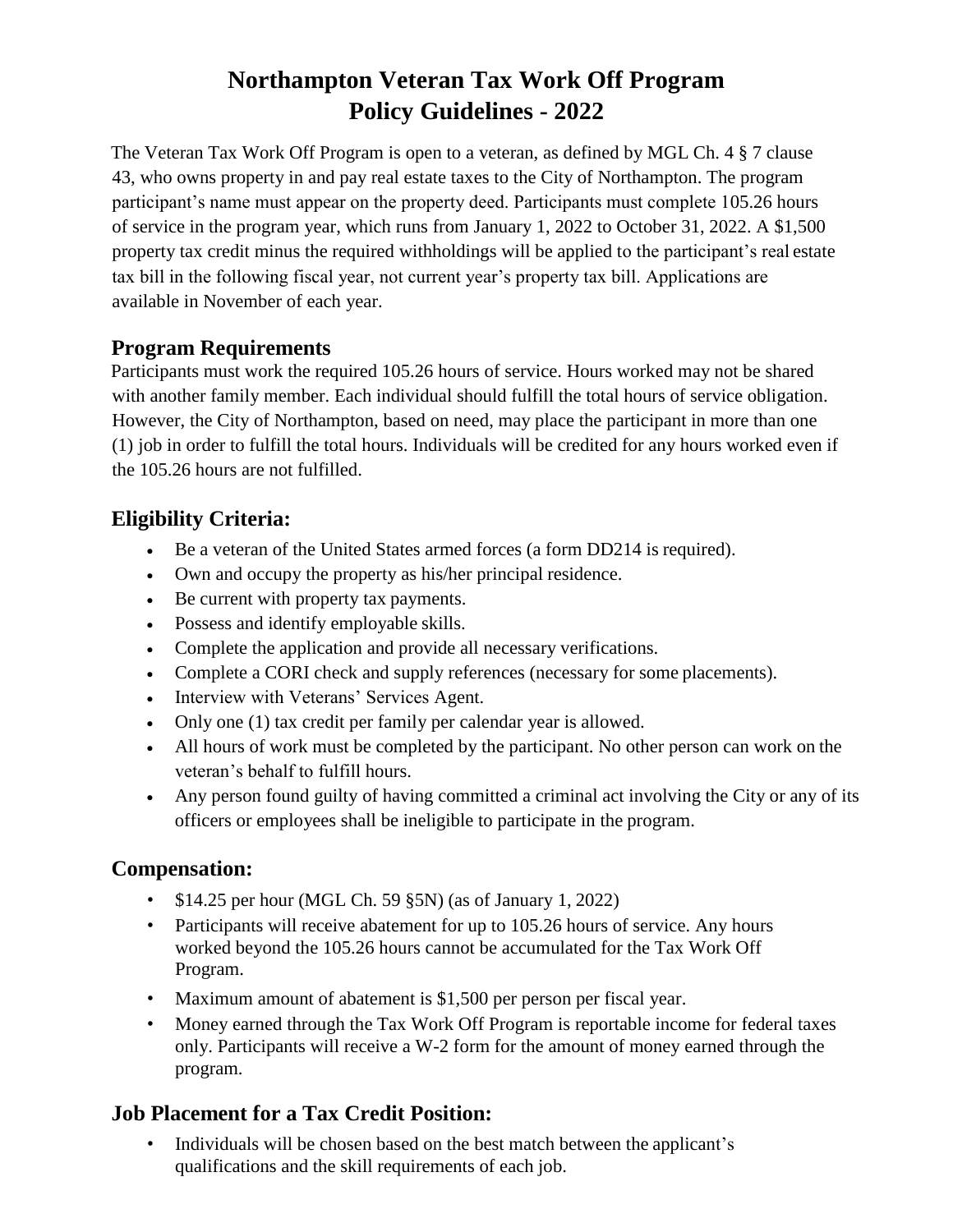# Northampton Veteran Tax Work Off Program
# Policy Guidelines - 2022

The Veteran Tax Work Off Program is open to a veteran, as defined by MGL Ch. 4 § 7 clause 43, who owns property in and pay real estate taxes to the City of Northampton. The program participant's name must appear on the property deed. Participants must complete 105.26 hours of service in the program year, which runs from January 1, 2022 to October 31, 2022. A $1,500 property tax credit minus the required withholdings will be applied to the participant's real estate tax bill in the following fiscal year, not current year's property tax bill. Applications are available in November of each year.

## Program Requirements

Participants must work the required 105.26 hours of service. Hours worked may not be shared with another family member. Each individual should fulfill the total hours of service obligation. However, the City of Northampton, based on need, may place the participant in more than one (1) job in order to fulfill the total hours. Individuals will be credited for any hours worked even if the 105.26 hours are not fulfilled.

## Eligibility Criteria:

- Be a veteran of the United States armed forces (a form DD214 is required).
- Own and occupy the property as his/her principal residence.
- Be current with property tax payments.
- Possess and identify employable skills.
- Complete the application and provide all necessary verifications.
- Complete a CORI check and supply references (necessary for some placements).
- Interview with Veterans' Services Agent.
- Only one (1) tax credit per family per calendar year is allowed.
- All hours of work must be completed by the participant. No other person can work on the veteran's behalf to fulfill hours.
- Any person found guilty of having committed a criminal act involving the City or any of its officers or employees shall be ineligible to participate in the program.

## Compensation:

- $14.25 per hour (MGL Ch. 59 §5N) (as of January 1, 2022)
- Participants will receive abatement for up to 105.26 hours of service. Any hours worked beyond the 105.26 hours cannot be accumulated for the Tax Work Off Program.
- Maximum amount of abatement is $1,500 per person per fiscal year.
- Money earned through the Tax Work Off Program is reportable income for federal taxes only. Participants will receive a W-2 form for the amount of money earned through the program.

## Job Placement for a Tax Credit Position:

- Individuals will be chosen based on the best match between the applicant's qualifications and the skill requirements of each job.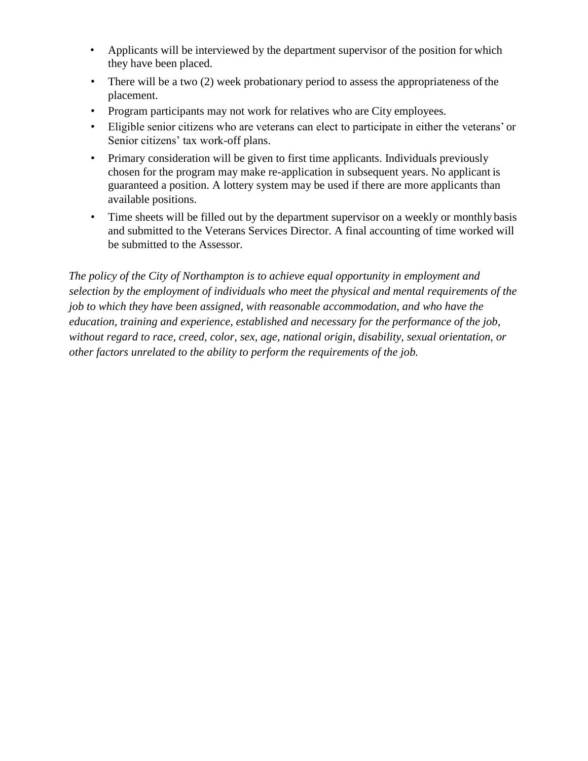- Applicants will be interviewed by the department supervisor of the position for which they have been placed.
- There will be a two (2) week probationary period to assess the appropriateness of the placement.
- Program participants may not work for relatives who are City employees.
- Eligible senior citizens who are veterans can elect to participate in either the veterans' or Senior citizens' tax work-off plans.
- Primary consideration will be given to first time applicants. Individuals previously chosen for the program may make re-application in subsequent years. No applicant is guaranteed a position. A lottery system may be used if there are more applicants than available positions.
- Time sheets will be filled out by the department supervisor on a weekly or monthly basis and submitted to the Veterans Services Director. A final accounting of time worked will be submitted to the Assessor.

*The policy of the City of Northampton is to achieve equal opportunity in employment and selection by the employment of individuals who meet the physical and mental requirements of the job to which they have been assigned, with reasonable accommodation, and who have the education, training and experience, established and necessary for the performance of the job, without regard to race, creed, color, sex, age, national origin, disability, sexual orientation, or other factors unrelated to the ability to perform the requirements of the job.*